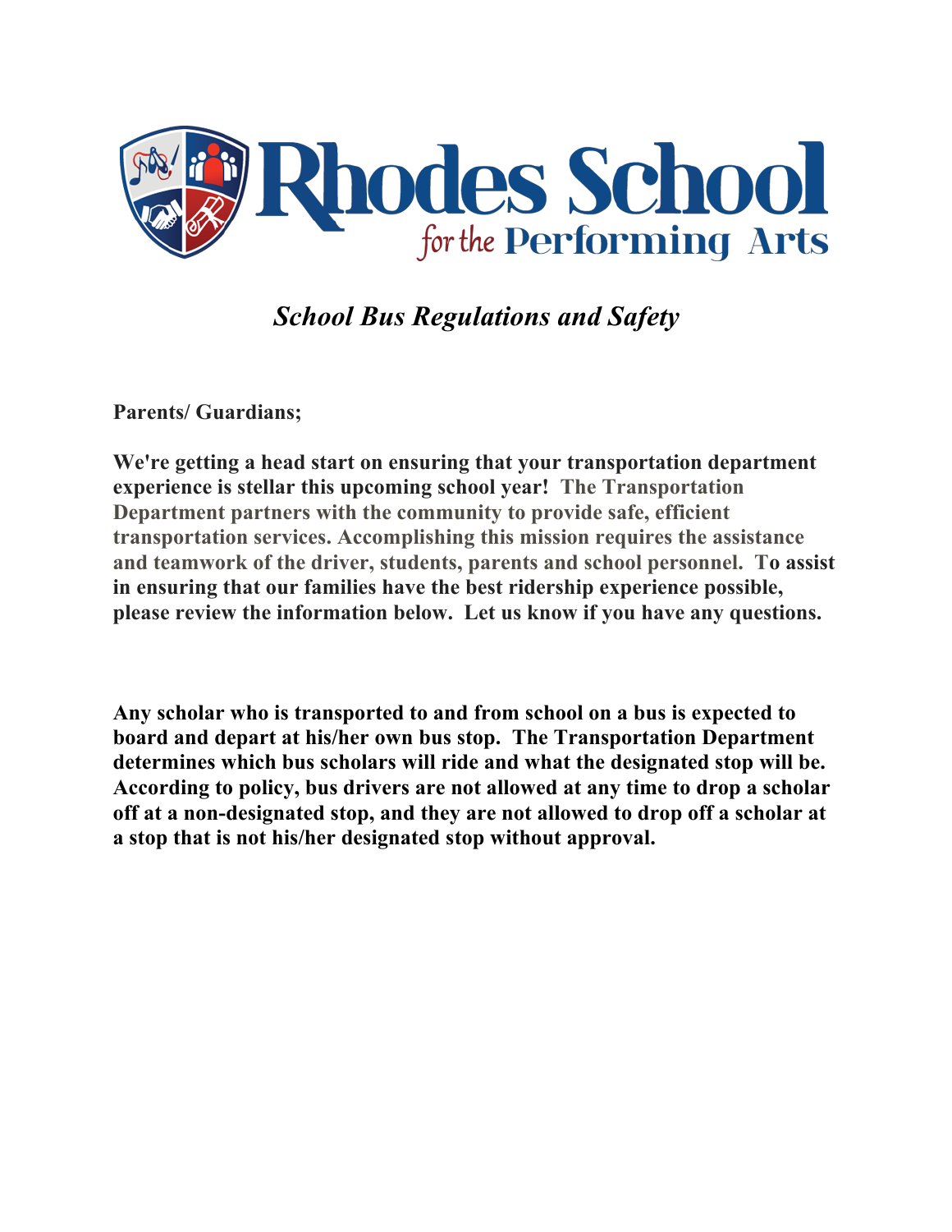# Rhodes School for the Performing Arts

## *School Bus Regulations and Safety*

**Parents/ Guardians;**

**We're getting a head start on ensuring that your transportation department experience is stellar this upcoming school year! The Transportation Department partners with the community to provide safe, efficient transportation services. Accomplishing this mission requires the assistance and teamwork of the driver, students, parents and school personnel. To assist in ensuring that our families have the best ridership experience possible, please review the information below. Let us know if you have any questions.**

**Any scholar who is transported to and from school on a bus is expected to board and depart at his/her own bus stop. The Transportation Department determines which bus scholars will ride and what the designated stop will be. According to policy, bus drivers are not allowed at any time to drop a scholar off at a non-designated stop, and they are not allowed to drop off a scholar at a stop that is not his/her designated stop without approval.**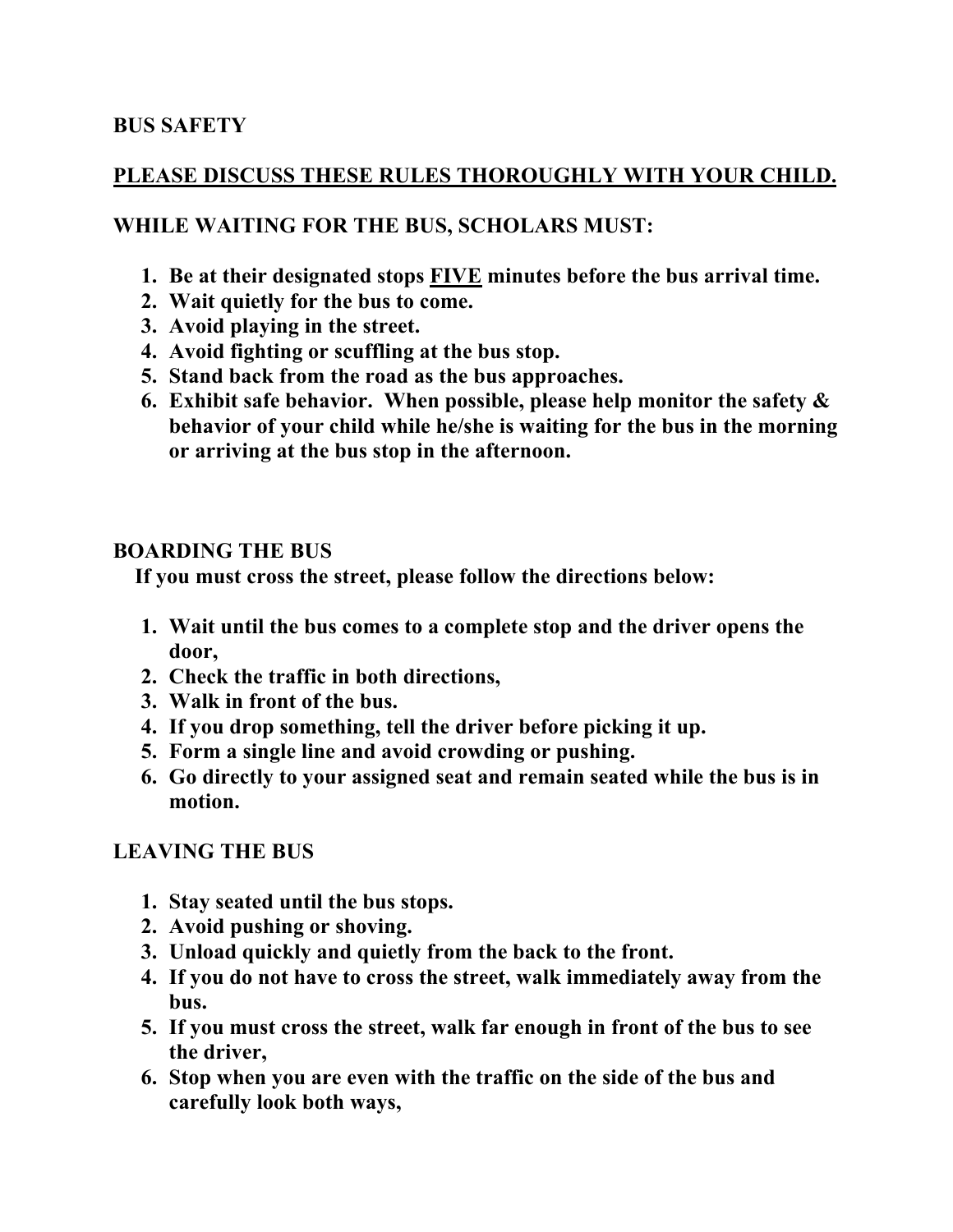## BUS SAFETY

**<u>PLEASE DISCUSS THESE RULES THOROUGHLY WITH YOUR CHILD.</u>**

### WHILE WAITING FOR THE BUS, SCHOLARS MUST:

1. **Be at their designated stops <u>FIVE</u> minutes before the bus arrival time.**
2. **Wait quietly for the bus to come.**
3. **Avoid playing in the street.**
4. **Avoid fighting or scuffling at the bus stop.**
5. **Stand back from the road as the bus approaches.**
6. **Exhibit safe behavior. When possible, please help monitor the safety & behavior of your child while he/she is waiting for the bus in the morning or arriving at the bus stop in the afternoon.**

### BOARDING THE BUS

**If you must cross the street, please follow the directions below:**

1. **Wait until the bus comes to a complete stop and the driver opens the door,**
2. **Check the traffic in both directions,**
3. **Walk in front of the bus.**
4. **If you drop something, tell the driver before picking it up.**
5. **Form a single line and avoid crowding or pushing.**
6. **Go directly to your assigned seat and remain seated while the bus is in motion.**

### LEAVING THE BUS

1. **Stay seated until the bus stops.**
2. **Avoid pushing or shoving.**
3. **Unload quickly and quietly from the back to the front.**
4. **If you do not have to cross the street, walk immediately away from the bus.**
5. **If you must cross the street, walk far enough in front of the bus to see the driver,**
6. **Stop when you are even with the traffic on the side of the bus and carefully look both ways,**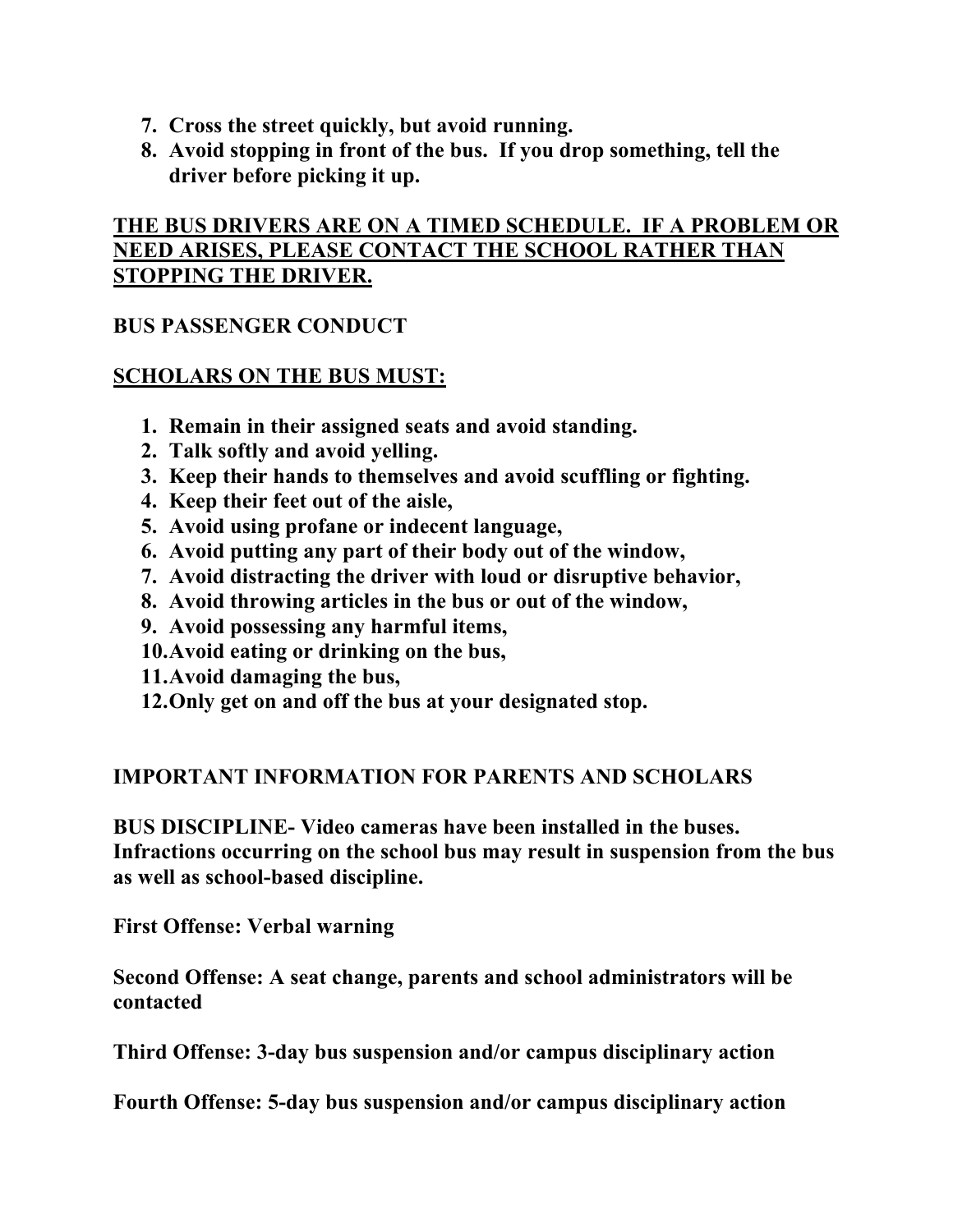7. **Cross the street quickly, but avoid running.**
8. **Avoid stopping in front of the bus. If you drop something, tell the driver before picking it up.**

**<u>THE BUS DRIVERS ARE ON A TIMED SCHEDULE. IF A PROBLEM OR NEED ARISES, PLEASE CONTACT THE SCHOOL RATHER THAN STOPPING THE DRIVER.</u>**

## BUS PASSENGER CONDUCT

**<u>SCHOLARS ON THE BUS MUST:</u>**

1. **Remain in their assigned seats and avoid standing.**
2. **Talk softly and avoid yelling.**
3. **Keep their hands to themselves and avoid scuffling or fighting.**
4. **Keep their feet out of the aisle,**
5. **Avoid using profane or indecent language,**
6. **Avoid putting any part of their body out of the window,**
7. **Avoid distracting the driver with loud or disruptive behavior,**
8. **Avoid throwing articles in the bus or out of the window,**
9. **Avoid possessing any harmful items,**
10. **Avoid eating or drinking on the bus,**
11. **Avoid damaging the bus,**
12. **Only get on and off the bus at your designated stop.**

## IMPORTANT INFORMATION FOR PARENTS AND SCHOLARS

**BUS DISCIPLINE- Video cameras have been installed in the buses. Infractions occurring on the school bus may result in suspension from the bus as well as school-based discipline.**

**First Offense: Verbal warning**

**Second Offense: A seat change, parents and school administrators will be contacted**

**Third Offense: 3-day bus suspension and/or campus disciplinary action**

**Fourth Offense: 5-day bus suspension and/or campus disciplinary action**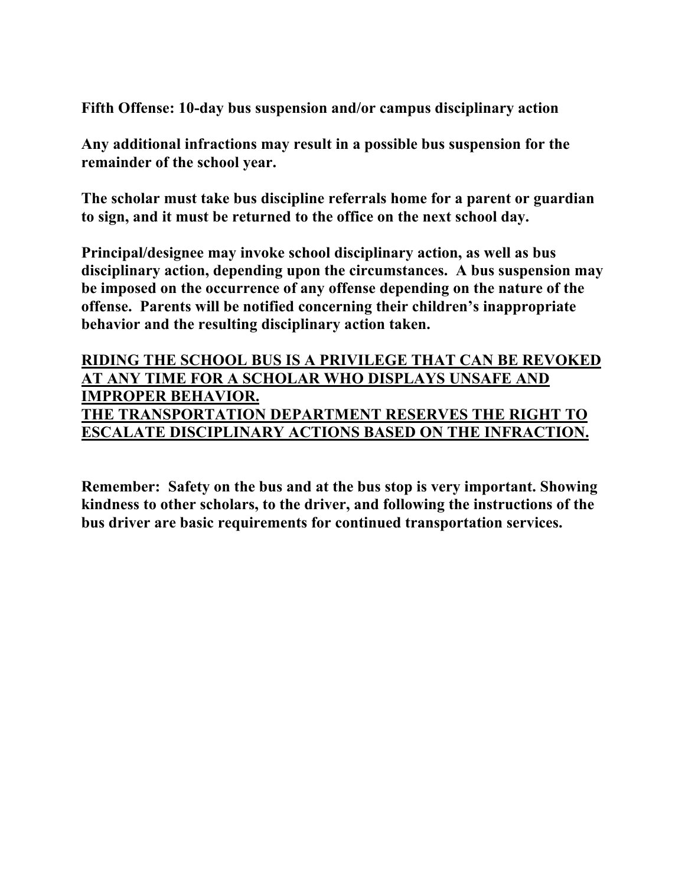**Fifth Offense: 10-day bus suspension and/or campus disciplinary action**

**Any additional infractions may result in a possible bus suspension for the remainder of the school year.**

**The scholar must take bus discipline referrals home for a parent or guardian to sign, and it must be returned to the office on the next school day.**

**Principal/designee may invoke school disciplinary action, as well as bus disciplinary action, depending upon the circumstances. A bus suspension may be imposed on the occurrence of any offense depending on the nature of the offense. Parents will be notified concerning their children's inappropriate behavior and the resulting disciplinary action taken.**

<u>**RIDING THE SCHOOL BUS IS A PRIVILEGE THAT CAN BE REVOKED AT ANY TIME FOR A SCHOLAR WHO DISPLAYS UNSAFE AND IMPROPER BEHAVIOR.**</u>
<u>**THE TRANSPORTATION DEPARTMENT RESERVES THE RIGHT TO ESCALATE DISCIPLINARY ACTIONS BASED ON THE INFRACTION.**</u>

**Remember: Safety on the bus and at the bus stop is very important. Showing kindness to other scholars, to the driver, and following the instructions of the bus driver are basic requirements for continued transportation services.**